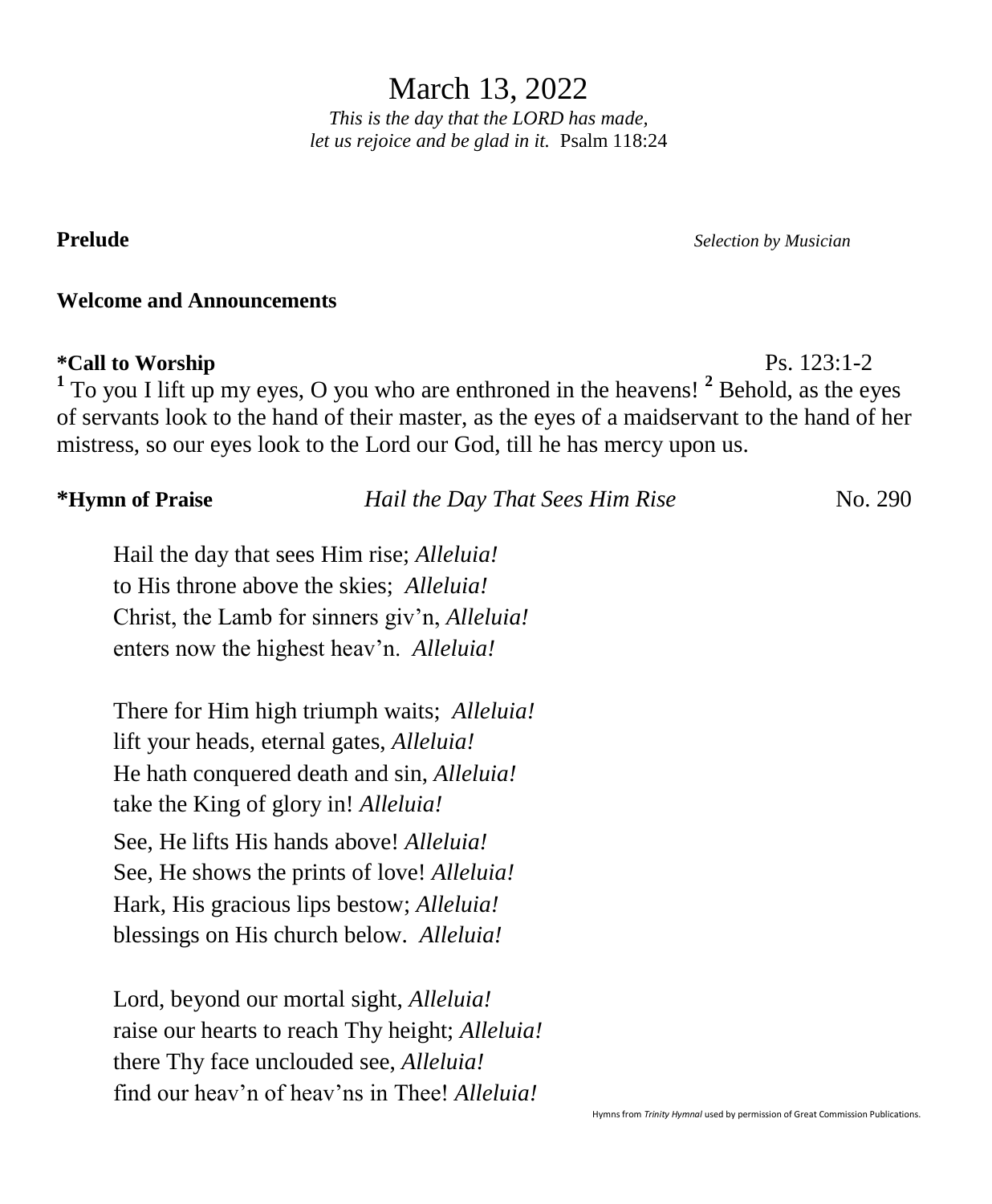# March 13, 2022

*This is the day that the LORD has made,*
*let us rejoice and be glad in it.* Psalm 118:24

**Prelude** *Selection by Musician*

**Welcome and Announcements**

**\*Call to Worship** Ps. 123:1-2

[1] To you I lift up my eyes, O you who are enthroned in the heavens! [2] Behold, as the eyes of servants look to the hand of their master, as the eyes of a maidservant to the hand of her mistress, so our eyes look to the Lord our God, till he has mercy upon us.

**\*Hymn of Praise** *Hail the Day That Sees Him Rise* No. 290

Hail the day that sees Him rise; *Alleluia!*
to His throne above the skies; *Alleluia!*
Christ, the Lamb for sinners giv'n, *Alleluia!*
enters now the highest heav'n. *Alleluia!*

There for Him high triumph waits; *Alleluia!*
lift your heads, eternal gates, *Alleluia!*
He hath conquered death and sin, *Alleluia!*
take the King of glory in! *Alleluia!*

See, He lifts His hands above! *Alleluia!*
See, He shows the prints of love! *Alleluia!*
Hark, His gracious lips bestow; *Alleluia!*
blessings on His church below. *Alleluia!*

Lord, beyond our mortal sight, *Alleluia!*
raise our hearts to reach Thy height; *Alleluia!*
there Thy face unclouded see, *Alleluia!*
find our heav'n of heav'ns in Thee! *Alleluia!*

Hymns from *Trinity Hymnal* used by permission of Great Commission Publications.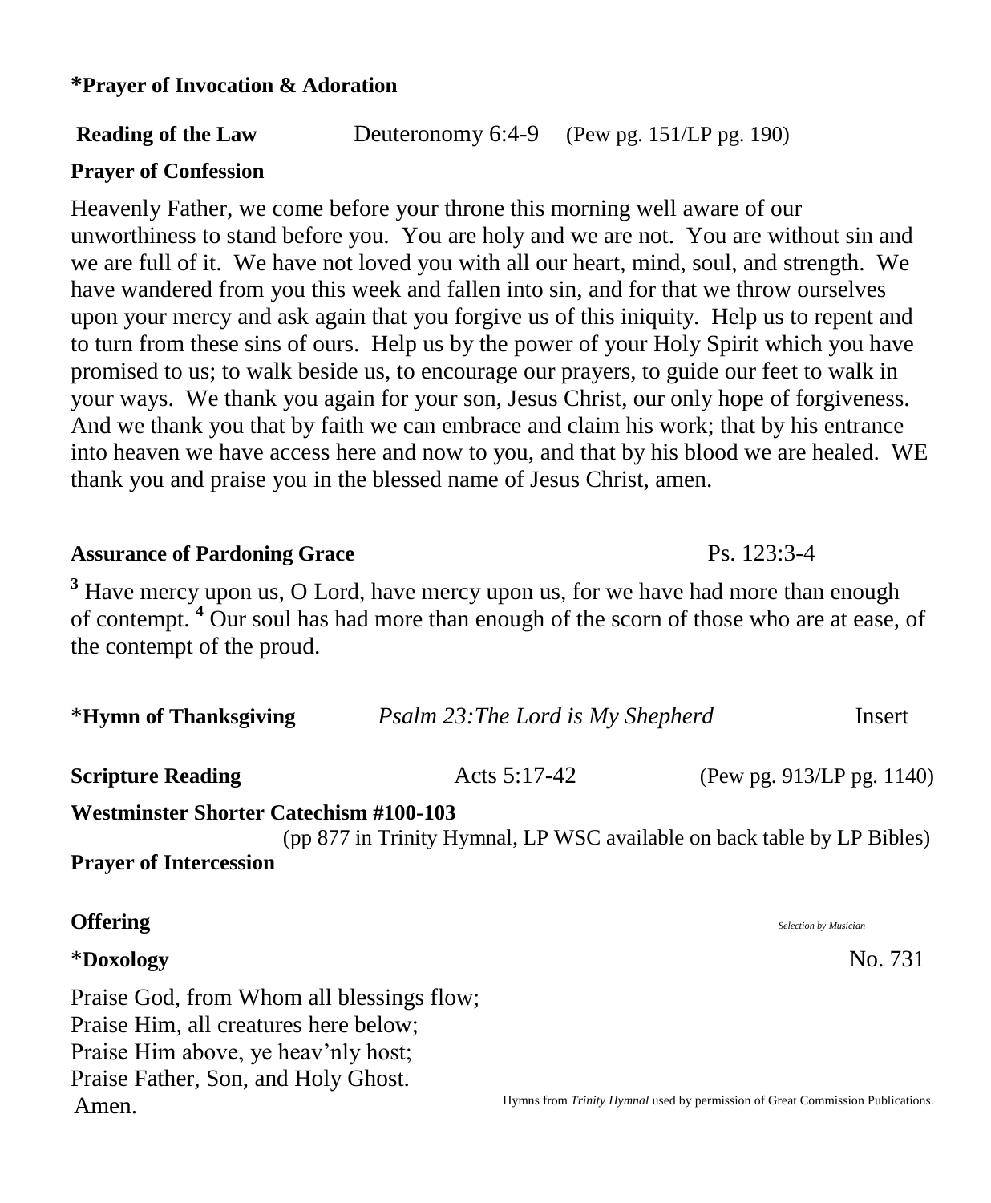**\*Prayer of Invocation & Adoration**

**Reading of the Law** Deuteronomy 6:4-9 (Pew pg. 151/LP pg. 190)

**Prayer of Confession**

Heavenly Father, we come before your throne this morning well aware of our unworthiness to stand before you. You are holy and we are not. You are without sin and we are full of it. We have not loved you with all our heart, mind, soul, and strength. We have wandered from you this week and fallen into sin, and for that we throw ourselves upon your mercy and ask again that you forgive us of this iniquity. Help us to repent and to turn from these sins of ours. Help us by the power of your Holy Spirit which you have promised to us; to walk beside us, to encourage our prayers, to guide our feet to walk in your ways. We thank you again for your son, Jesus Christ, our only hope of forgiveness. And we thank you that by faith we can embrace and claim his work; that by his entrance into heaven we have access here and now to you, and that by his blood we are healed. WE thank you and praise you in the blessed name of Jesus Christ, amen.

**Assurance of Pardoning Grace** Ps. 123:3-4

[3] Have mercy upon us, O Lord, have mercy upon us, for we have had more than enough of contempt. [4] Our soul has had more than enough of the scorn of those who are at ease, of the contempt of the proud.

\***Hymn of Thanksgiving** *Psalm 23:The Lord is My Shepherd* Insert

**Scripture Reading** Acts 5:17-42 (Pew pg. 913/LP pg. 1140)

**Westminster Shorter Catechism #100-103**
(pp 877 in Trinity Hymnal, LP WSC available on back table by LP Bibles)

**Prayer of Intercession**

**Offering** *Selection by Musician*

\***Doxology** No. 731

Praise God, from Whom all blessings flow;
Praise Him, all creatures here below;
Praise Him above, ye heav'nly host;
Praise Father, Son, and Holy Ghost.
Amen.

Hymns from *Trinity Hymnal* used by permission of Great Commission Publications.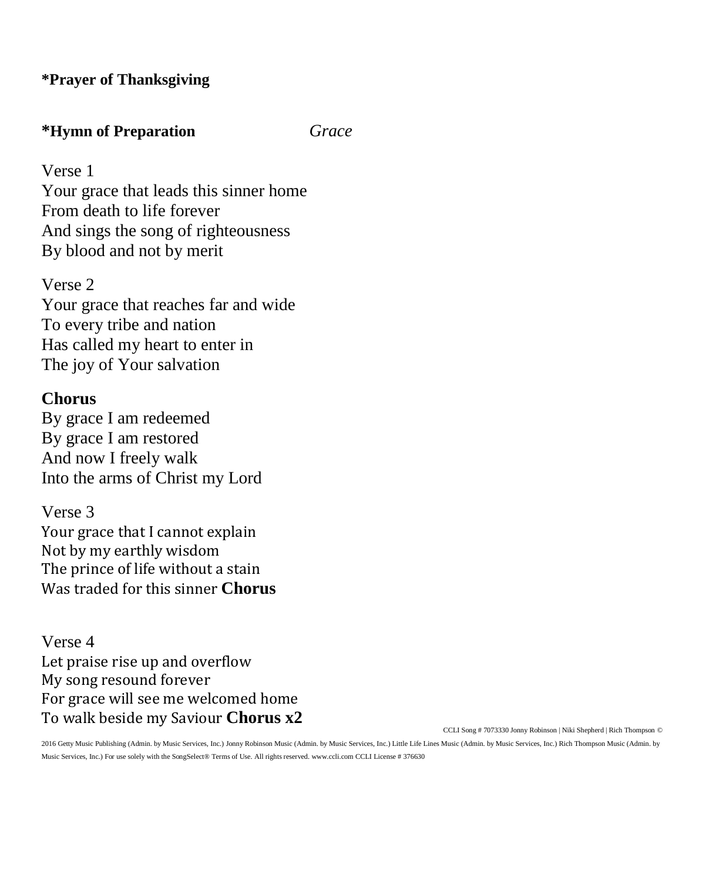**\*Prayer of Thanksgiving**

**\*Hymn of Preparation** *Grace*

Verse 1
Your grace that leads this sinner home
From death to life forever
And sings the song of righteousness
By blood and not by merit

Verse 2
Your grace that reaches far and wide
To every tribe and nation
Has called my heart to enter in
The joy of Your salvation

**Chorus**
By grace I am redeemed
By grace I am restored
And now I freely walk
Into the arms of Christ my Lord

Verse 3
Your grace that I cannot explain
Not by my earthly wisdom
The prince of life without a stain
Was traded for this sinner **Chorus**

Verse 4
Let praise rise up and overflow
My song resound forever
For grace will see me welcomed home
To walk beside my Saviour **Chorus x2**

CCLI Song # 7073330 Jonny Robinson | Niki Shepherd | Rich Thompson © 2016 Getty Music Publishing (Admin. by Music Services, Inc.) Jonny Robinson Music (Admin. by Music Services, Inc.) Little Life Lines Music (Admin. by Music Services, Inc.) Rich Thompson Music (Admin. by Music Services, Inc.) For use solely with the SongSelect® Terms of Use. All rights reserved. www.ccli.com CCLI License # 376630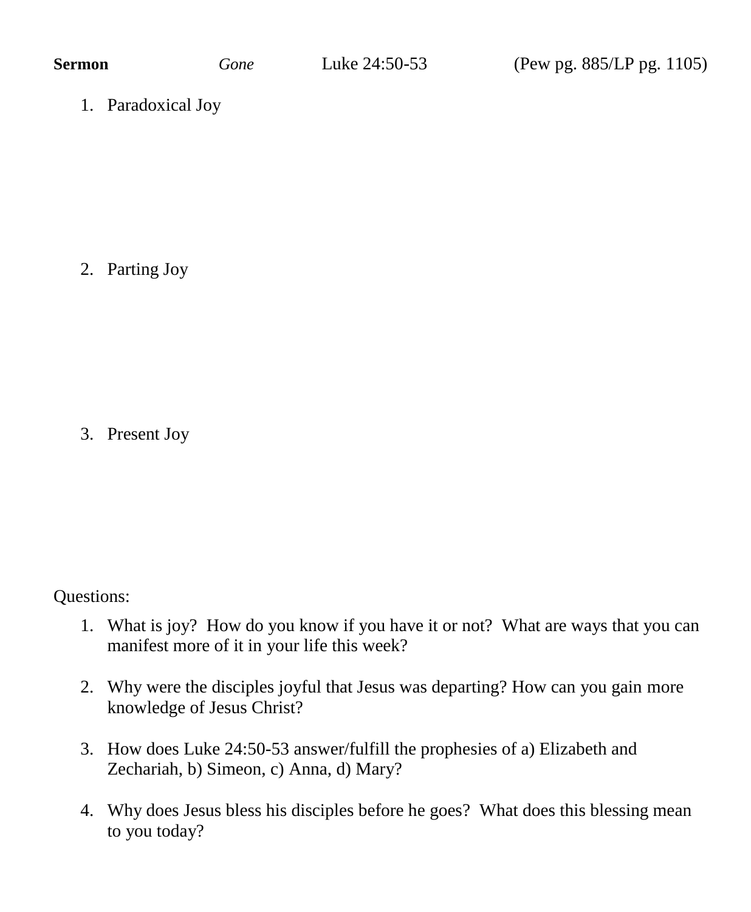**Sermon** *Gone* Luke 24:50-53 (Pew pg. 885/LP pg. 1105)

1. Paradoxical Joy

2. Parting Joy

3. Present Joy

Questions:

1. What is joy? How do you know if you have it or not? What are ways that you can manifest more of it in your life this week?

2. Why were the disciples joyful that Jesus was departing? How can you gain more knowledge of Jesus Christ?

3. How does Luke 24:50-53 answer/fulfill the prophesies of a) Elizabeth and Zechariah, b) Simeon, c) Anna, d) Mary?

4. Why does Jesus bless his disciples before he goes? What does this blessing mean to you today?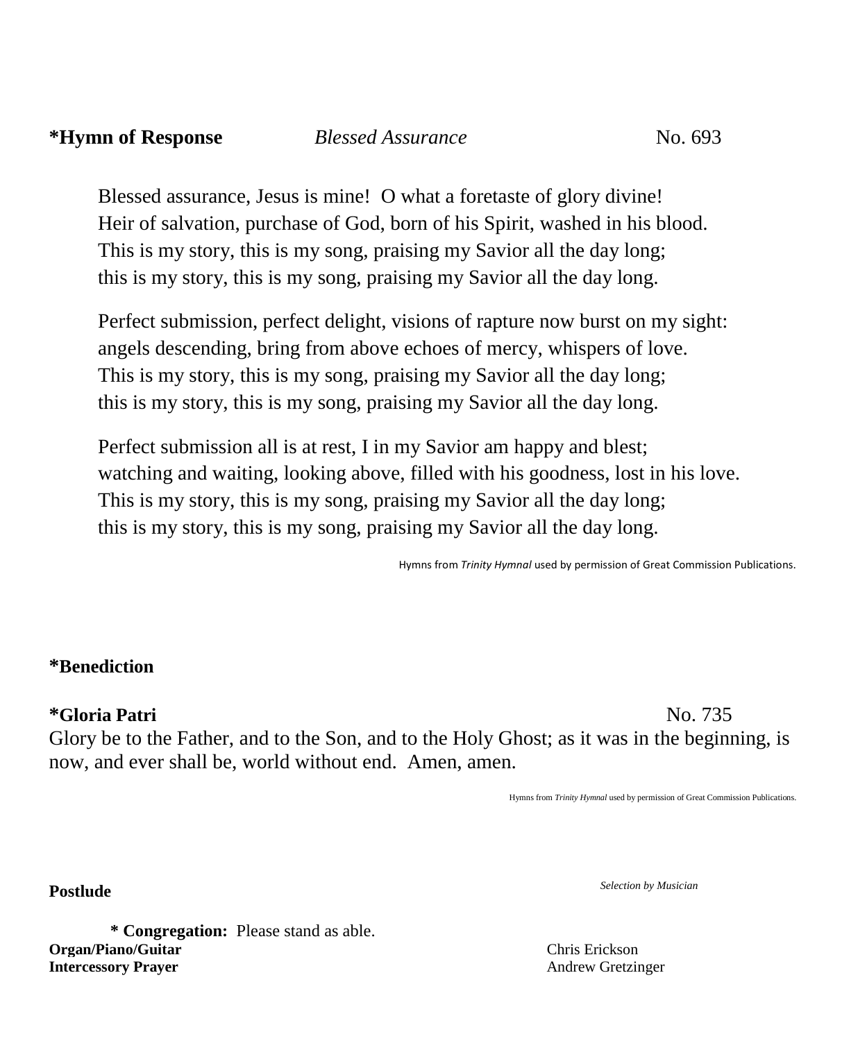**\*Hymn of Response** *Blessed Assurance* No. 693

Blessed assurance, Jesus is mine!  O what a foretaste of glory divine!
Heir of salvation, purchase of God, born of his Spirit, washed in his blood.
This is my story, this is my song, praising my Savior all the day long;
this is my story, this is my song, praising my Savior all the day long.

Perfect submission, perfect delight, visions of rapture now burst on my sight:
angels descending, bring from above echoes of mercy, whispers of love.
This is my story, this is my song, praising my Savior all the day long;
this is my story, this is my song, praising my Savior all the day long.

Perfect submission all is at rest, I in my Savior am happy and blest;
watching and waiting, looking above, filled with his goodness, lost in his love.
This is my story, this is my song, praising my Savior all the day long;
this is my story, this is my song, praising my Savior all the day long.

Hymns from *Trinity Hymnal* used by permission of Great Commission Publications.

**\*Benediction**

**\*Gloria Patri** No. 735

Glory be to the Father, and to the Son, and to the Holy Ghost; as it was in the beginning, is now, and ever shall be, world without end.  Amen, amen.

Hymns from *Trinity Hymnal* used by permission of Great Commission Publications.

**Postlude** *Selection by Musician*

**\* Congregation:** Please stand as able.

**Organ/Piano/Guitar** Chris Erickson
**Intercessory Prayer** Andrew Gretzinger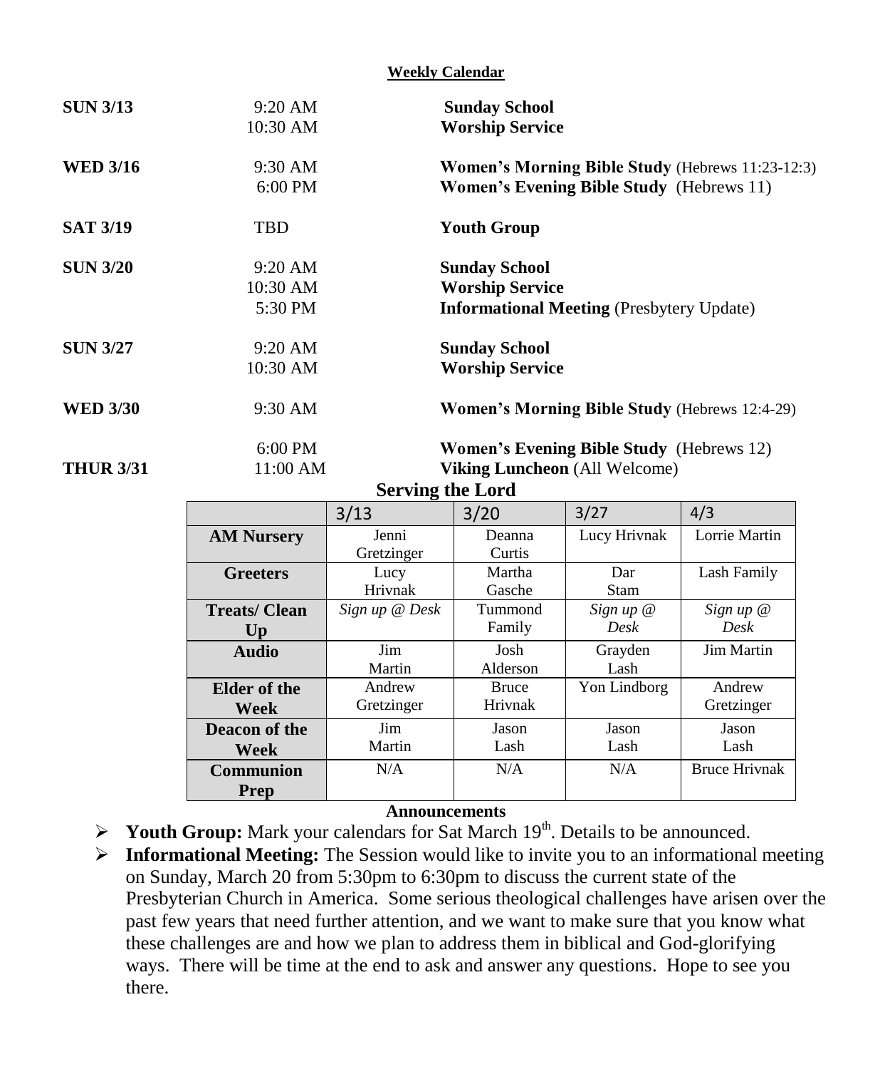## Weekly Calendar

| | | |
|---|---|---|
| **SUN 3/13** | 9:20 AM | **Sunday School** |
| | 10:30 AM | **Worship Service** |
| **WED 3/16** | 9:30 AM | **Women's Morning Bible Study** (Hebrews 11:23-12:3) |
| | 6:00 PM | **Women's Evening Bible Study** (Hebrews 11) |
| **SAT 3/19** | TBD | **Youth Group** |
| **SUN 3/20** | 9:20 AM | **Sunday School** |
| | 10:30 AM | **Worship Service** |
| | 5:30 PM | **Informational Meeting** (Presbytery Update) |
| **SUN 3/27** | 9:20 AM | **Sunday School** |
| | 10:30 AM | **Worship Service** |
| **WED 3/30** | 9:30 AM | **Women's Morning Bible Study** (Hebrews 12:4-29) |
| | 6:00 PM | **Women's Evening Bible Study** (Hebrews 12) |
| **THUR 3/31** | 11:00 AM | **Viking Luncheon** (All Welcome) |

## Serving the Lord

| | 3/13 | 3/20 | 3/27 | 4/3 |
|---|---|---|---|---|
| **AM Nursery** | Jenni Gretzinger | Deanna Curtis | Lucy Hrivnak | Lorrie Martin |
| **Greeters** | Lucy Hrivnak | Martha Gasche | Dar Stam | Lash Family |
| **Treats/ Clean Up** | *Sign up @ Desk* | Tummond Family | *Sign up @ Desk* | *Sign up @ Desk* |
| **Audio** | Jim Martin | Josh Alderson | Grayden Lash | Jim Martin |
| **Elder of the Week** | Andrew Gretzinger | Bruce Hrivnak | Yon Lindborg | Andrew Gretzinger |
| **Deacon of the Week** | Jim Martin | Jason Lash | Jason Lash | Jason Lash |
| **Communion Prep** | N/A | N/A | N/A | Bruce Hrivnak |

## Announcements

- **Youth Group:** Mark your calendars for Sat March 19th. Details to be announced.
- **Informational Meeting:** The Session would like to invite you to an informational meeting on Sunday, March 20 from 5:30pm to 6:30pm to discuss the current state of the Presbyterian Church in America. Some serious theological challenges have arisen over the past few years that need further attention, and we want to make sure that you know what these challenges are and how we plan to address them in biblical and God-glorifying ways. There will be time at the end to ask and answer any questions. Hope to see you there.